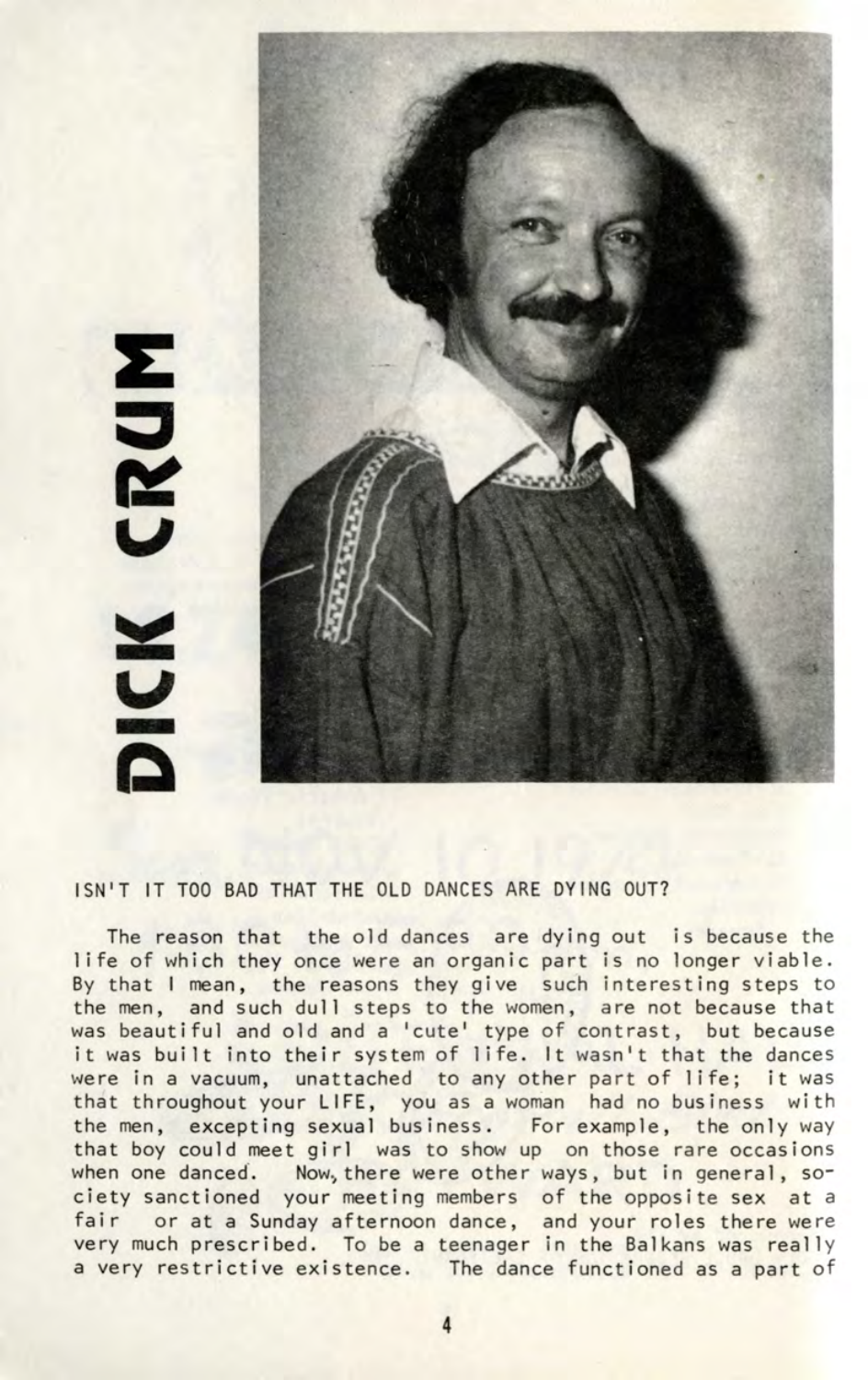# DICK CRUM

ISN'T IT TOO BAD THAT THE OLD DANCES ARE DYING OUT?

The reason that the old dances are dying out is because the life of which they once were an organic part is no longer viable. By that I mean, the reasons they give such interesting steps to the men, and such dull steps to the women, are not because that was beautiful and old and a 'cute' type of contrast, but because it was built into their system of life. It wasn't that the dances were in a vacuum, unattached to any other part of life; it was that throughout your LIFE, you as a woman had no business with the men, excepting sexual business. For example, the only way that boy could meet girl was to show up on those rare occasions when one danced. Now, there were other ways, but in general, society sanctioned your meeting members of the opposite sex at a fair or at a Sunday afternoon dance, and your roles there were very much prescribed. To be a teenager in the Balkans was really a very restrictive existence. The dance functioned as a part of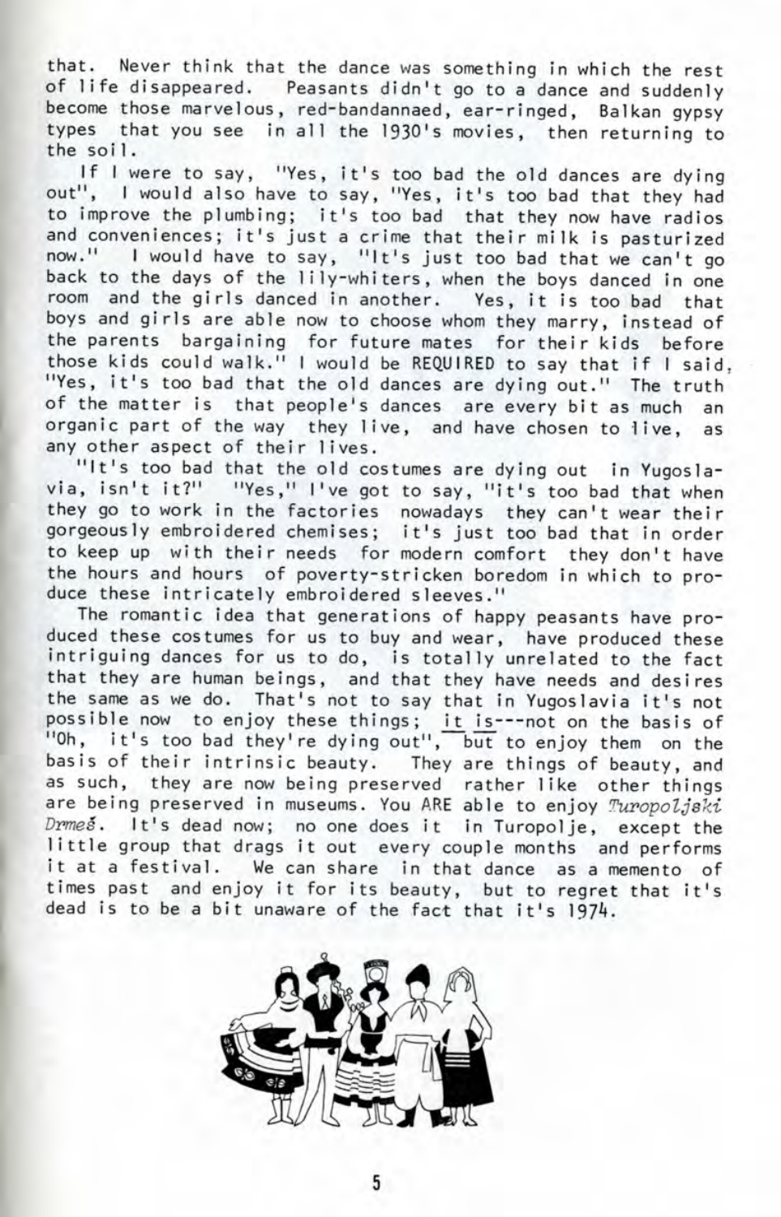that. Never think that the dance was something in which the rest of life disappeared. Peasants didn't go to a dance and suddenly become those marvelous, red-bandannaed, ear-ringed, Balkan gypsy types that you see in all the 1930's movies, then returning to the soil.

If I were to say, "Yes, it's too bad the old dances are dying out", I would also have to say, "Yes, it's too bad that they had to improve the plumbing; it's too bad that they now have radios and conveniences; it's just a crime that their milk is pasturized now." I would have to say, "It's just too bad that we can't go back to the days of the lily-whiters, when the boys danced in one room and the girls danced in another. Yes, it is too bad that boys and girls are able now to choose whom they marry, instead of the parents bargaining for future mates for their kids before those kids could walk." I would be REQUIRED to say that if I said, "Yes, it's too bad that the old dances are dying out." The truth of the matter is that people's dances are every bit as much an organic part of the way they live, and have chosen to live, as any other aspect of their lives.

"It's too bad that the old costumes are dying out in Yugoslavia, isn't it?" "Yes," I've got to say, "it's too bad that when they go to work in the factories nowadays they can't wear their gorgeously embroidered chemises; it's just too bad that in order to keep up with their needs for modern comfort they don't have the hours and hours of poverty-stricken boredom in which to produce these intricately embroidered sleeves."

The romantic idea that generations of happy peasants have produced these costumes for us to buy and wear, have produced these intriguing dances for us to do, is totally unrelated to the fact that they are human beings, and that they have needs and desires the same as we do. That's not to say that in Yugoslavia it's not possible now to enjoy these things; <u>it is</u>---not on the basis of "Oh, it's too bad they're dying out", <u>but</u> to enjoy them on the basis of their intrinsic beauty. They are things of beauty, and as such, they are now being preserved rather like other things are being preserved in museums. You ARE able to enjoy *Turopoljski Drmeš*. It's dead now; no one does it in Turopolje, except the little group that drags it out every couple months and performs it at a festival. We can share in that dance as a memento of times past and enjoy it for its beauty, but to regret that it's dead is to be a bit unaware of the fact that it's 1974.